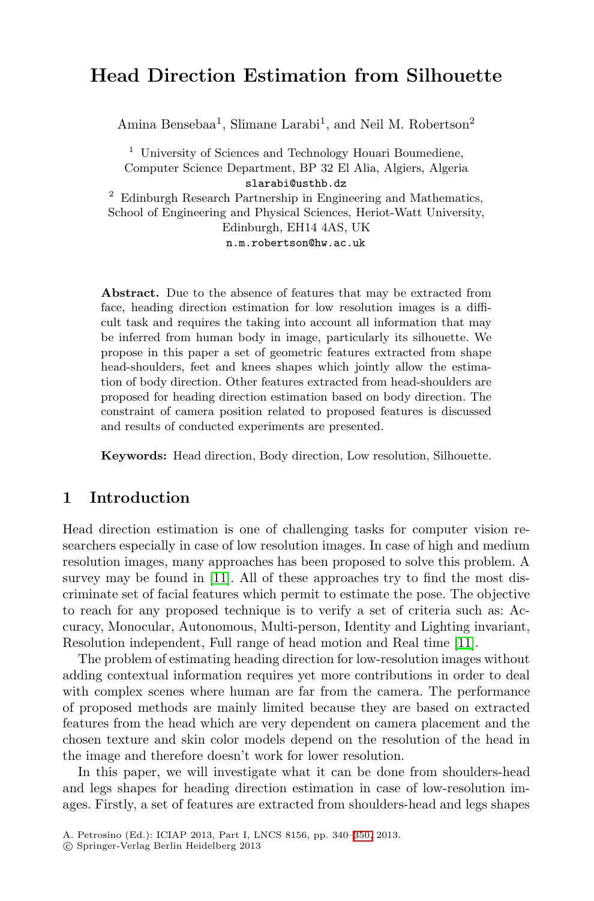# Head Direction Estimation from Silhouette

Amina Bensebaa[1], Slimane Larabi[1], and Neil M. Robertson[2]

[1] University of Sciences and Technology Houari Boumediene, Computer Science Department, BP 32 El Alia, Algiers, Algeria
slarabi@usthb.dz

[2] Edinburgh Research Partnership in Engineering and Mathematics, School of Engineering and Physical Sciences, Heriot-Watt University, Edinburgh, EH14 4AS, UK
n.m.robertson@hw.ac.uk

**Abstract.** Due to the absence of features that may be extracted from face, heading direction estimation for low resolution images is a difficult task and requires the taking into account all information that may be inferred from human body in image, particularly its silhouette. We propose in this paper a set of geometric features extracted from shape head-shoulders, feet and knees shapes which jointly allow the estimation of body direction. Other features extracted from head-shoulders are proposed for heading direction estimation based on body direction. The constraint of camera position related to proposed features is discussed and results of conducted experiments are presented.

**Keywords:** Head direction, Body direction, Low resolution, Silhouette.

## 1 Introduction

Head direction estimation is one of challenging tasks for computer vision researchers especially in case of low resolution images. In case of high and medium resolution images, many approaches has been proposed to solve this problem. A survey may be found in [11]. All of these approaches try to find the most discriminate set of facial features which permit to estimate the pose. The objective to reach for any proposed technique is to verify a set of criteria such as: Accuracy, Monocular, Autonomous, Multi-person, Identity and Lighting invariant, Resolution independent, Full range of head motion and Real time [11].

The problem of estimating heading direction for low-resolution images without adding contextual information requires yet more contributions in order to deal with complex scenes where human are far from the camera. The performance of proposed methods are mainly limited because they are based on extracted features from the head which are very dependent on camera placement and the chosen texture and skin color models depend on the resolution of the head in the image and therefore doesn't work for lower resolution.

In this paper, we will investigate what it can be done from shoulders-head and legs shapes for heading direction estimation in case of low-resolution images. Firstly, a set of features are extracted from shoulders-head and legs shapes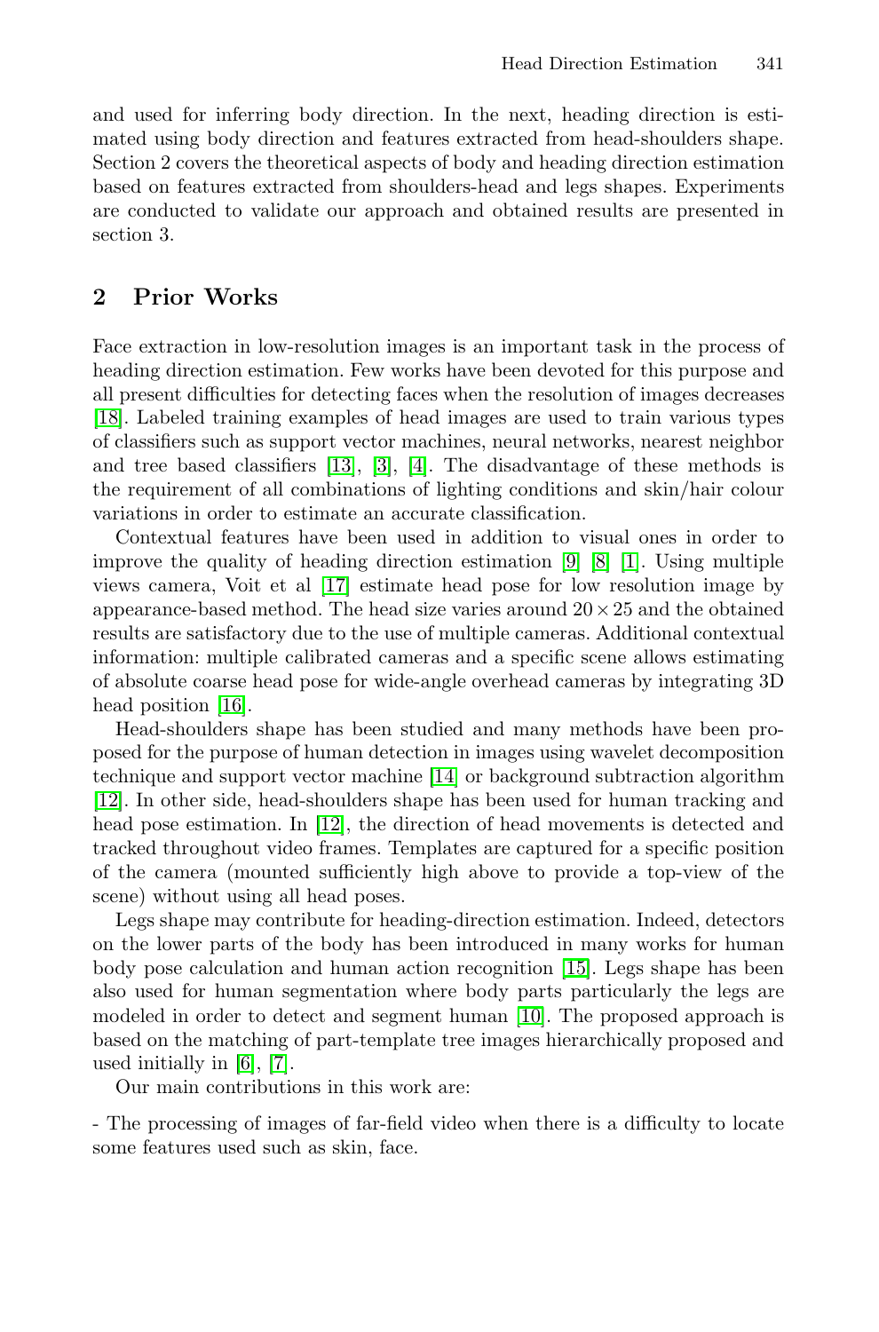and used for inferring body direction. In the next, heading direction is estimated using body direction and features extracted from head-shoulders shape. Section 2 covers the theoretical aspects of body and heading direction estimation based on features extracted from shoulders-head and legs shapes. Experiments are conducted to validate our approach and obtained results are presented in section 3.

## 2 Prior Works

Face extraction in low-resolution images is an important task in the process of heading direction estimation. Few works have been devoted for this purpose and all present difficulties for detecting faces when the resolution of images decreases [18]. Labeled training examples of head images are used to train various types of classifiers such as support vector machines, neural networks, nearest neighbor and tree based classifiers [13], [3], [4]. The disadvantage of these methods is the requirement of all combinations of lighting conditions and skin/hair colour variations in order to estimate an accurate classification.

Contextual features have been used in addition to visual ones in order to improve the quality of heading direction estimation [9] [8] [1]. Using multiple views camera, Voit et al [17] estimate head pose for low resolution image by appearance-based method. The head size varies around $20 \times 25$ and the obtained results are satisfactory due to the use of multiple cameras. Additional contextual information: multiple calibrated cameras and a specific scene allows estimating of absolute coarse head pose for wide-angle overhead cameras by integrating 3D head position [16].

Head-shoulders shape has been studied and many methods have been proposed for the purpose of human detection in images using wavelet decomposition technique and support vector machine [14] or background subtraction algorithm [12]. In other side, head-shoulders shape has been used for human tracking and head pose estimation. In [12], the direction of head movements is detected and tracked throughout video frames. Templates are captured for a specific position of the camera (mounted sufficiently high above to provide a top-view of the scene) without using all head poses.

Legs shape may contribute for heading-direction estimation. Indeed, detectors on the lower parts of the body has been introduced in many works for human body pose calculation and human action recognition [15]. Legs shape has been also used for human segmentation where body parts particularly the legs are modeled in order to detect and segment human [10]. The proposed approach is based on the matching of part-template tree images hierarchically proposed and used initially in [6], [7].

Our main contributions in this work are:

- The processing of images of far-field video when there is a difficulty to locate some features used such as skin, face.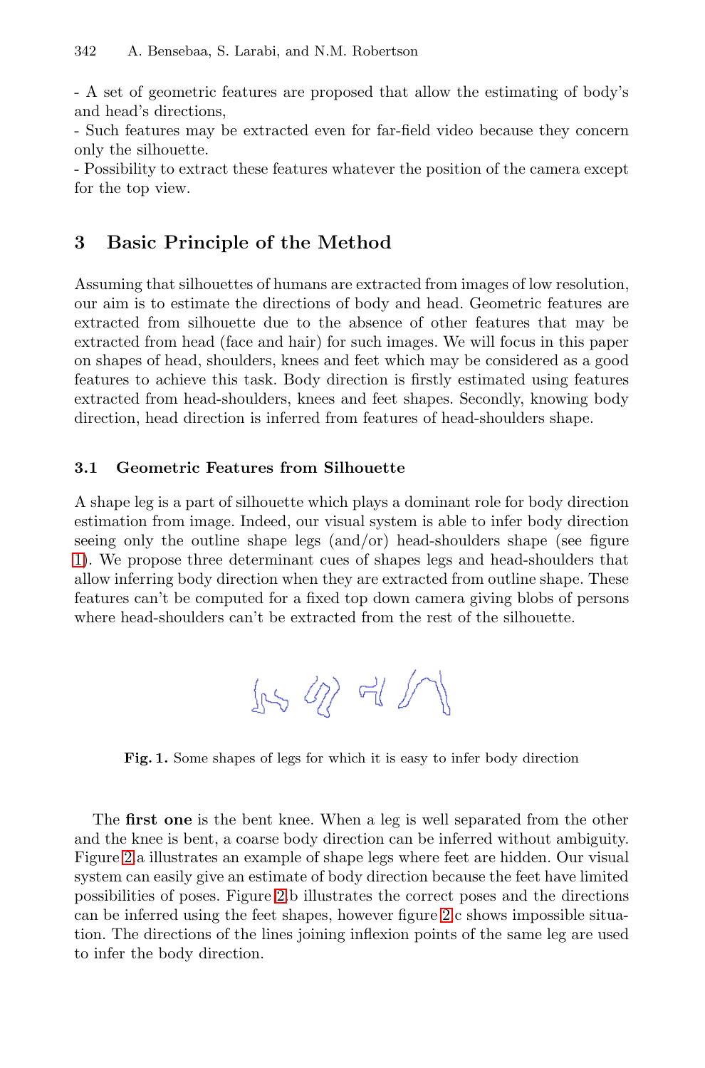- A set of geometric features are proposed that allow the estimating of body's and head's directions,
- Such features may be extracted even for far-field video because they concern only the silhouette.
- Possibility to extract these features whatever the position of the camera except for the top view.

## 3 Basic Principle of the Method

Assuming that silhouettes of humans are extracted from images of low resolution, our aim is to estimate the directions of body and head. Geometric features are extracted from silhouette due to the absence of other features that may be extracted from head (face and hair) for such images. We will focus in this paper on shapes of head, shoulders, knees and feet which may be considered as a good features to achieve this task. Body direction is firstly estimated using features extracted from head-shoulders, knees and feet shapes. Secondly, knowing body direction, head direction is inferred from features of head-shoulders shape.

### 3.1 Geometric Features from Silhouette

A shape leg is a part of silhouette which plays a dominant role for body direction estimation from image. Indeed, our visual system is able to infer body direction seeing only the outline shape legs (and/or) head-shoulders shape (see figure 1). We propose three determinant cues of shapes legs and head-shoulders that allow inferring body direction when they are extracted from outline shape. These features can't be computed for a fixed top down camera giving blobs of persons where head-shoulders can't be extracted from the rest of the silhouette.

**Fig. 1.** Some shapes of legs for which it is easy to infer body direction

The **first one** is the bent knee. When a leg is well separated from the other and the knee is bent, a coarse body direction can be inferred without ambiguity. Figure 2.a illustrates an example of shape legs where feet are hidden. Our visual system can easily give an estimate of body direction because the feet have limited possibilities of poses. Figure 2.b illustrates the correct poses and the directions can be inferred using the feet shapes, however figure 2.c shows impossible situation. The directions of the lines joining inflexion points of the same leg are used to infer the body direction.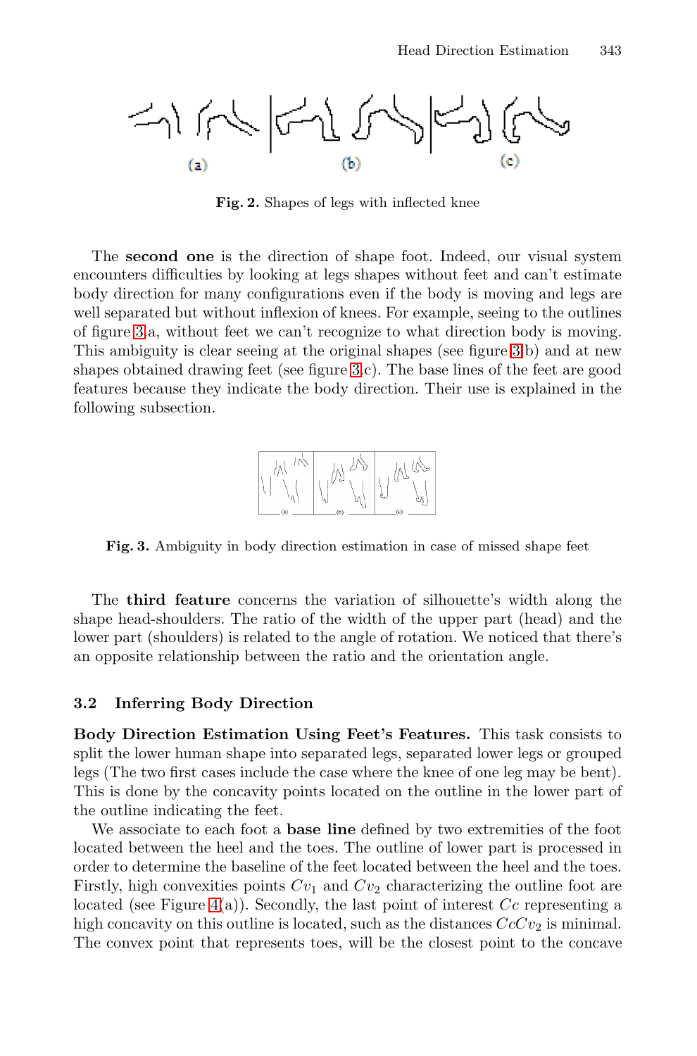Fig. 2. Shapes of legs with inflected knee

The **second one** is the direction of shape foot. Indeed, our visual system encounters difficulties by looking at legs shapes without feet and can't estimate body direction for many configurations even if the body is moving and legs are well separated but without inflexion of knees. For example, seeing to the outlines of figure 3.a, without feet we can't recognize to what direction body is moving. This ambiguity is clear seeing at the original shapes (see figure 3.b) and at new shapes obtained drawing feet (see figure 3.c). The base lines of the feet are good features because they indicate the body direction. Their use is explained in the following subsection.

Fig. 3. Ambiguity in body direction estimation in case of missed shape feet

The **third feature** concerns the variation of silhouette's width along the shape head-shoulders. The ratio of the width of the upper part (head) and the lower part (shoulders) is related to the angle of rotation. We noticed that there's an opposite relationship between the ratio and the orientation angle.

### 3.2 Inferring Body Direction

**Body Direction Estimation Using Feet's Features.** This task consists to split the lower human shape into separated legs, separated lower legs or grouped legs (The two first cases include the case where the knee of one leg may be bent). This is done by the concavity points located on the outline in the lower part of the outline indicating the feet.

We associate to each foot a **base line** defined by two extremities of the foot located between the heel and the toes. The outline of lower part is processed in order to determine the baseline of the feet located between the heel and the toes. Firstly, high convexities points $Cv_1$ and $Cv_2$ characterizing the outline foot are located (see Figure 4(a)). Secondly, the last point of interest $Cc$ representing a high concavity on this outline is located, such as the distances $CcCv_2$ is minimal. The convex point that represents toes, will be the closest point to the concave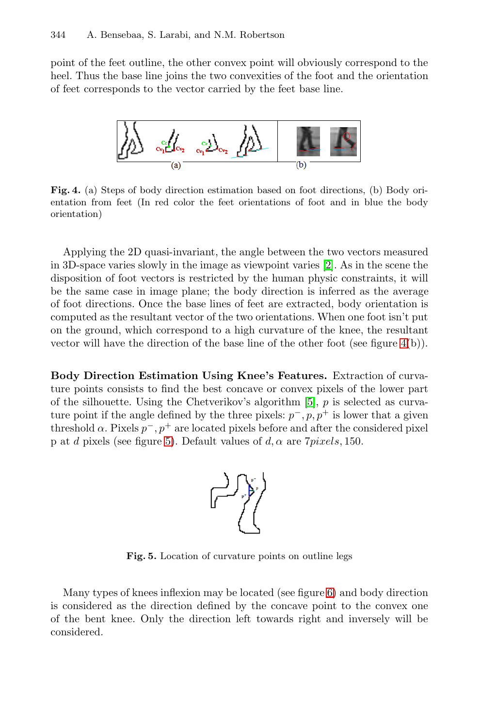point of the feet outline, the other convex point will obviously correspond to the heel. Thus the base line joins the two convexities of the foot and the orientation of feet corresponds to the vector carried by the feet base line.

**Fig. 4.** (a) Steps of body direction estimation based on foot directions, (b) Body orientation from feet (In red color the feet orientations of foot and in blue the body orientation)

Applying the 2D quasi-invariant, the angle between the two vectors measured in 3D-space varies slowly in the image as viewpoint varies [2]. As in the scene the disposition of foot vectors is restricted by the human physic constraints, it will be the same case in image plane; the body direction is inferred as the average of foot directions. Once the base lines of feet are extracted, body orientation is computed as the resultant vector of the two orientations. When one foot isn't put on the ground, which correspond to a high curvature of the knee, the resultant vector will have the direction of the base line of the other foot (see figure 4(b)).

**Body Direction Estimation Using Knee's Features.** Extraction of curvature points consists to find the best concave or convex pixels of the lower part of the silhouette. Using the Chetverikov's algorithm [5], $p$ is selected as curvature point if the angle defined by the three pixels: $p^-, p, p^+$ is lower that a given threshold $\alpha$. Pixels $p^-, p^+$ are located pixels before and after the considered pixel p at $d$ pixels (see figure 5). Default values of $d, \alpha$ are $7pixels, 150$.

**Fig. 5.** Location of curvature points on outline legs

Many types of knees inflexion may be located (see figure 6) and body direction is considered as the direction defined by the concave point to the convex one of the bent knee. Only the direction left towards right and inversely will be considered.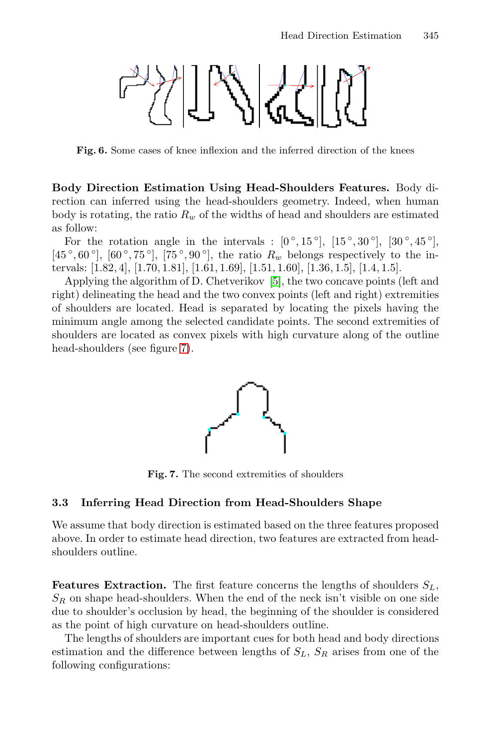Fig. 6. Some cases of knee inflexion and the inferred direction of the knees

**Body Direction Estimation Using Head-Shoulders Features.** Body direction can inferred using the head-shoulders geometry. Indeed, when human body is rotating, the ratio $R_w$ of the widths of head and shoulders are estimated as follow:

For the rotation angle in the intervals : $[0^\circ, 15^\circ]$, $[15^\circ, 30^\circ]$, $[30^\circ, 45^\circ]$, $[45^\circ, 60^\circ]$, $[60^\circ, 75^\circ]$, $[75^\circ, 90^\circ]$, the ratio $R_w$ belongs respectively to the intervals: $[1.82, 4]$, $[1.70, 1.81]$, $[1.61, 1.69]$, $[1.51, 1.60]$, $[1.36, 1.5]$, $[1.4, 1.5]$.

Applying the algorithm of D. Chetverikov [5], the two concave points (left and right) delineating the head and the two convex points (left and right) extremities of shoulders are located. Head is separated by locating the pixels having the minimum angle among the selected candidate points. The second extremities of shoulders are located as convex pixels with high curvature along of the outline head-shoulders (see figure 7).

Fig. 7. The second extremities of shoulders

### 3.3 Inferring Head Direction from Head-Shoulders Shape

We assume that body direction is estimated based on the three features proposed above. In order to estimate head direction, two features are extracted from head-shoulders outline.

**Features Extraction.** The first feature concerns the lengths of shoulders $S_L$, $S_R$ on shape head-shoulders. When the end of the neck isn't visible on one side due to shoulder's occlusion by head, the beginning of the shoulder is considered as the point of high curvature on head-shoulders outline.

The lengths of shoulders are important cues for both head and body directions estimation and the difference between lengths of $S_L$, $S_R$ arises from one of the following configurations: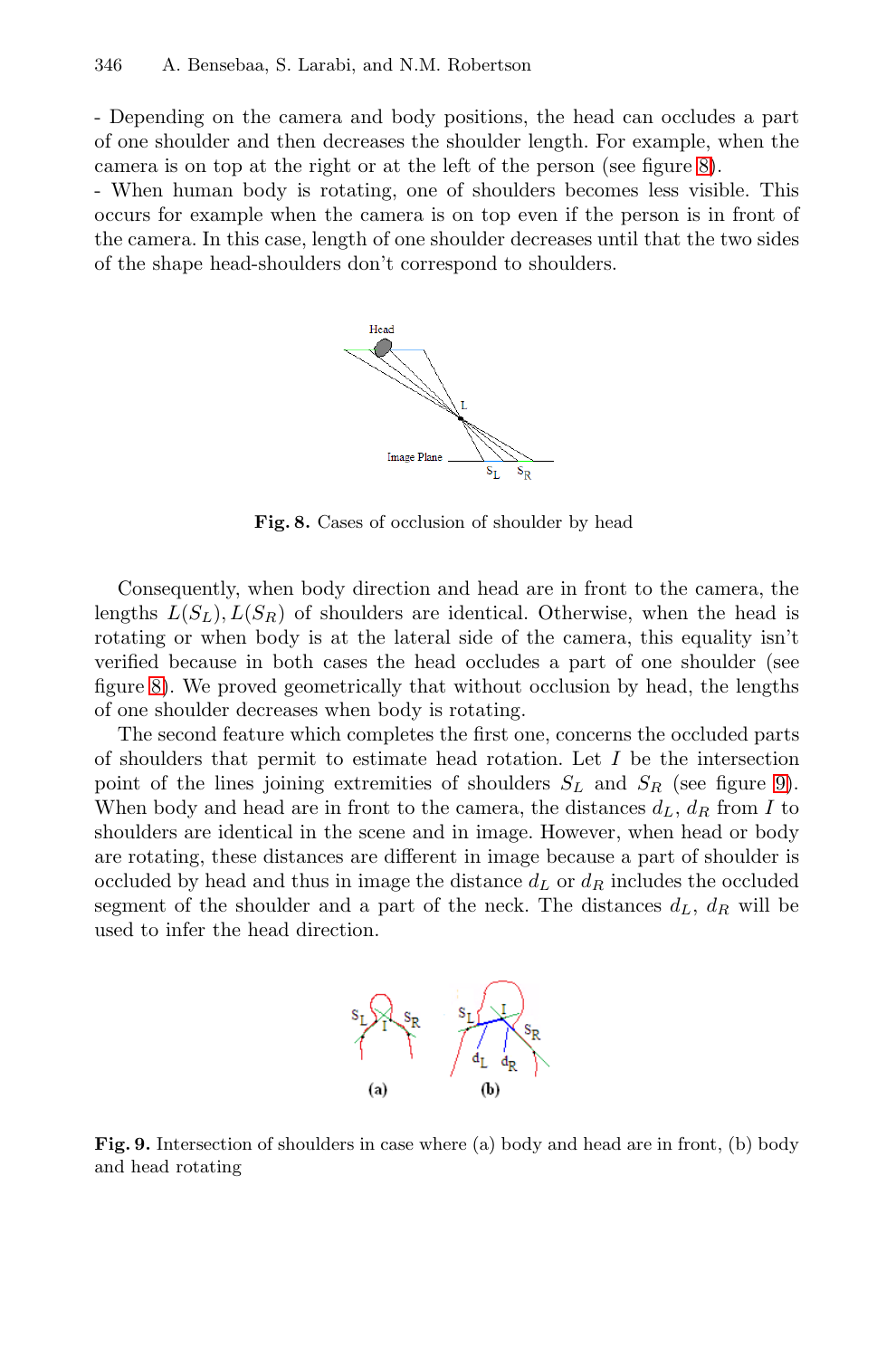- Depending on the camera and body positions, the head can occludes a part of one shoulder and then decreases the shoulder length. For example, when the camera is on top at the right or at the left of the person (see figure 8).
- When human body is rotating, one of shoulders becomes less visible. This occurs for example when the camera is on top even if the person is in front of the camera. In this case, length of one shoulder decreases until that the two sides of the shape head-shoulders don't correspond to shoulders.

**Fig. 8.** Cases of occlusion of shoulder by head

Consequently, when body direction and head are in front to the camera, the lengths $L(S_L), L(S_R)$ of shoulders are identical. Otherwise, when the head is rotating or when body is at the lateral side of the camera, this equality isn't verified because in both cases the head occludes a part of one shoulder (see figure 8). We proved geometrically that without occlusion by head, the lengths of one shoulder decreases when body is rotating.

The second feature which completes the first one, concerns the occluded parts of shoulders that permit to estimate head rotation. Let $I$ be the intersection point of the lines joining extremities of shoulders $S_L$ and $S_R$ (see figure 9). When body and head are in front to the camera, the distances $d_L$, $d_R$ from $I$ to shoulders are identical in the scene and in image. However, when head or body are rotating, these distances are different in image because a part of shoulder is occluded by head and thus in image the distance $d_L$ or $d_R$ includes the occluded segment of the shoulder and a part of the neck. The distances $d_L$, $d_R$ will be used to infer the head direction.

**Fig. 9.** Intersection of shoulders in case where (a) body and head are in front, (b) body and head rotating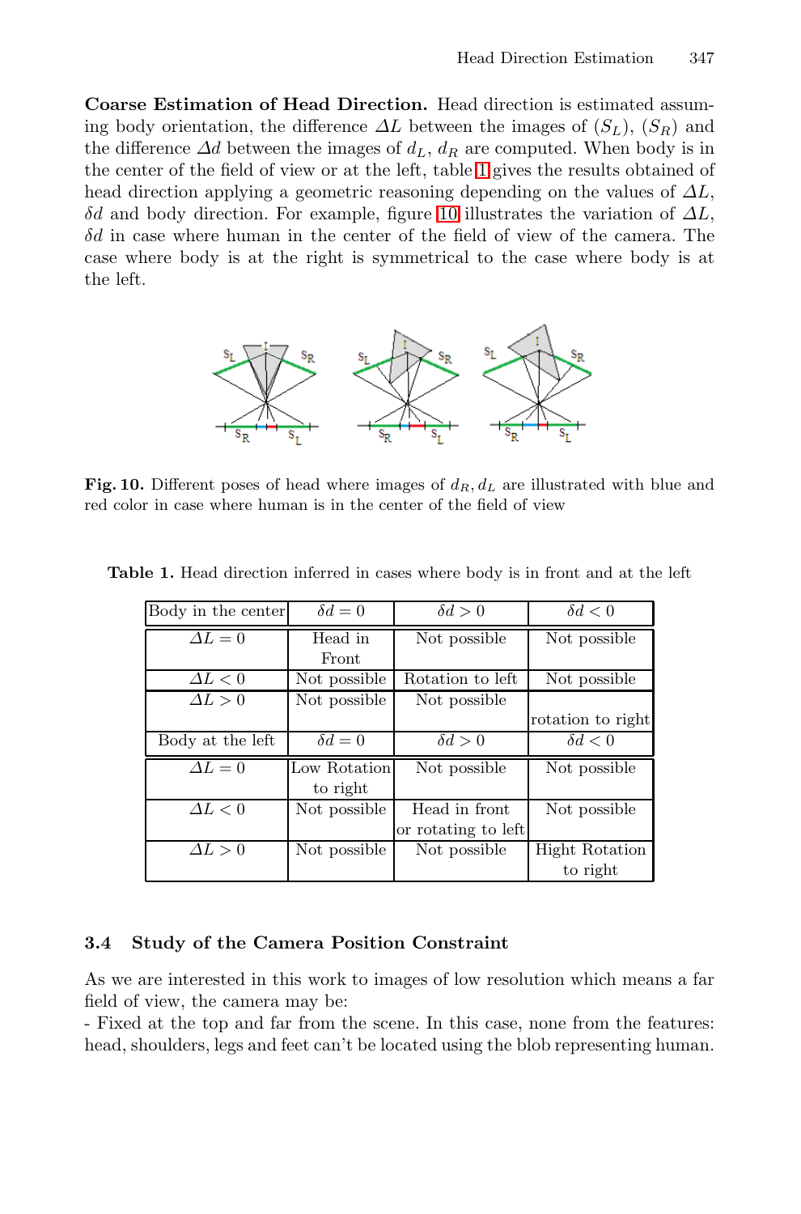**Coarse Estimation of Head Direction.** Head direction is estimated assuming body orientation, the difference $\Delta L$ between the images of $(S_L)$, $(S_R)$ and the difference $\Delta d$ between the images of $d_L$, $d_R$ are computed. When body is in the center of the field of view or at the left, table 1 gives the results obtained of head direction applying a geometric reasoning depending on the values of $\Delta L$, $\delta d$ and body direction. For example, figure 10 illustrates the variation of $\Delta L$, $\delta d$ in case where human in the center of the field of view of the camera. The case where body is at the right is symmetrical to the case where body is at the left.

**Fig. 10.** Different poses of head where images of $d_R, d_L$ are illustrated with blue and red color in case where human is in the center of the field of view

**Table 1.** Head direction inferred in cases where body is in front and at the left

| Body in the center | $\delta d = 0$ | $\delta d > 0$ | $\delta d < 0$ |
|---|---|---|---|
| $\Delta L = 0$ | Head in Front | Not possible | Not possible |
| $\Delta L < 0$ | Not possible | Rotation to left | Not possible |
| $\Delta L > 0$ | Not possible | Not possible | rotation to right |
| Body at the left | $\delta d = 0$ | $\delta d > 0$ | $\delta d < 0$ |
| $\Delta L = 0$ | Low Rotation to right | Not possible | Not possible |
| $\Delta L < 0$ | Not possible | Head in front or rotating to left | Not possible |
| $\Delta L > 0$ | Not possible | Not possible | Hight Rotation to right |

### 3.4 Study of the Camera Position Constraint

As we are interested in this work to images of low resolution which means a far field of view, the camera may be:

- Fixed at the top and far from the scene. In this case, none from the features: head, shoulders, legs and feet can't be located using the blob representing human.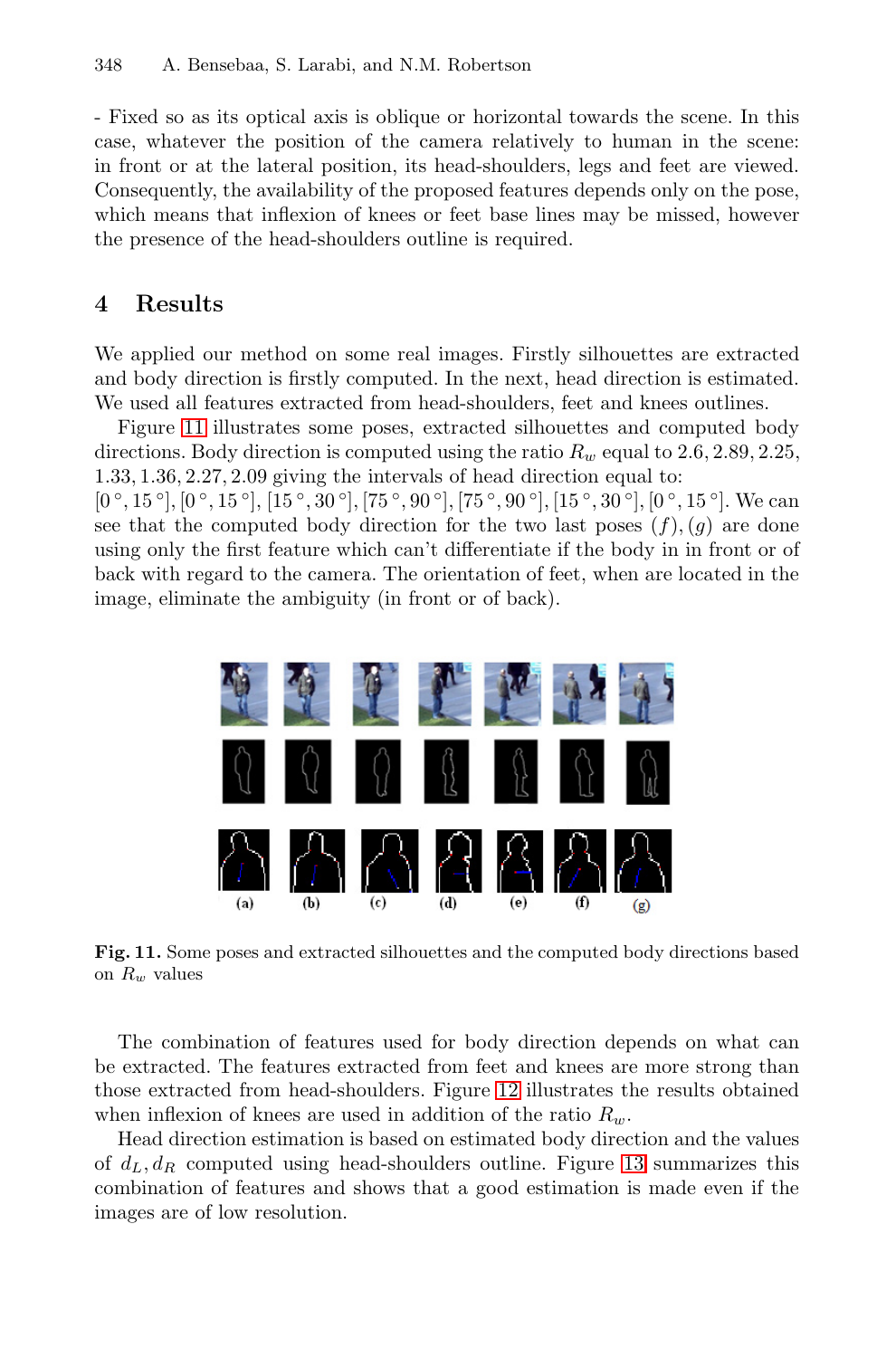- Fixed so as its optical axis is oblique or horizontal towards the scene. In this case, whatever the position of the camera relatively to human in the scene: in front or at the lateral position, its head-shoulders, legs and feet are viewed. Consequently, the availability of the proposed features depends only on the pose, which means that inflexion of knees or feet base lines may be missed, however the presence of the head-shoulders outline is required.

## 4 Results

We applied our method on some real images. Firstly silhouettes are extracted and body direction is firstly computed. In the next, head direction is estimated. We used all features extracted from head-shoulders, feet and knees outlines.

Figure 11 illustrates some poses, extracted silhouettes and computed body directions. Body direction is computed using the ratio $R_w$ equal to $2.6, 2.89, 2.25, 1.33, 1.36, 2.27, 2.09$ giving the intervals of head direction equal to: $[0\,°, 15\,°], [0\,°, 15\,°], [15\,°, 30\,°], [75\,°, 90\,°], [75\,°, 90\,°], [15\,°, 30\,°], [0\,°, 15\,°]$. We can see that the computed body direction for the two last poses $(f), (g)$ are done using only the first feature which can't differentiate if the body in in front or of back with regard to the camera. The orientation of feet, when are located in the image, eliminate the ambiguity (in front or of back).

(a) (b) (c) (d) (e) (f) (g)

**Fig. 11.** Some poses and extracted silhouettes and the computed body directions based on $R_w$ values

The combination of features used for body direction depends on what can be extracted. The features extracted from feet and knees are more strong than those extracted from head-shoulders. Figure 12 illustrates the results obtained when inflexion of knees are used in addition of the ratio $R_w$.

Head direction estimation is based on estimated body direction and the values of $d_L, d_R$ computed using head-shoulders outline. Figure 13 summarizes this combination of features and shows that a good estimation is made even if the images are of low resolution.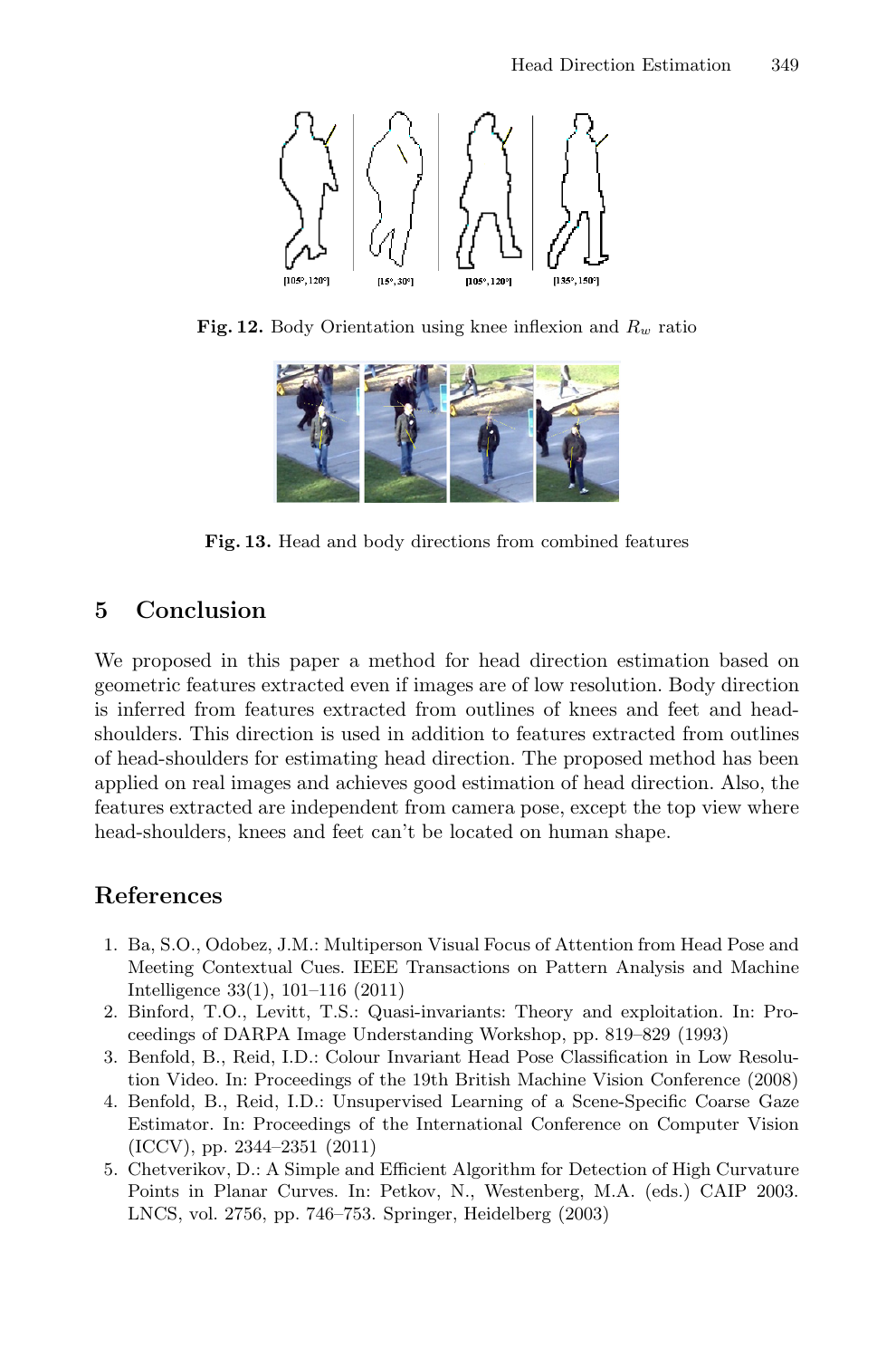Fig. 12. Body Orientation using knee inflexion and $R_w$ ratio

Fig. 13. Head and body directions from combined features

## 5 Conclusion

We proposed in this paper a method for head direction estimation based on geometric features extracted even if images are of low resolution. Body direction is inferred from features extracted from outlines of knees and feet and head-shoulders. This direction is used in addition to features extracted from outlines of head-shoulders for estimating head direction. The proposed method has been applied on real images and achieves good estimation of head direction. Also, the features extracted are independent from camera pose, except the top view where head-shoulders, knees and feet can't be located on human shape.

## References

1. Ba, S.O., Odobez, J.M.: Multiperson Visual Focus of Attention from Head Pose and Meeting Contextual Cues. IEEE Transactions on Pattern Analysis and Machine Intelligence 33(1), 101–116 (2011)
2. Binford, T.O., Levitt, T.S.: Quasi-invariants: Theory and exploitation. In: Proceedings of DARPA Image Understanding Workshop, pp. 819–829 (1993)
3. Benfold, B., Reid, I.D.: Colour Invariant Head Pose Classification in Low Resolution Video. In: Proceedings of the 19th British Machine Vision Conference (2008)
4. Benfold, B., Reid, I.D.: Unsupervised Learning of a Scene-Specific Coarse Gaze Estimator. In: Proceedings of the International Conference on Computer Vision (ICCV), pp. 2344–2351 (2011)
5. Chetverikov, D.: A Simple and Efficient Algorithm for Detection of High Curvature Points in Planar Curves. In: Petkov, N., Westenberg, M.A. (eds.) CAIP 2003. LNCS, vol. 2756, pp. 746–753. Springer, Heidelberg (2003)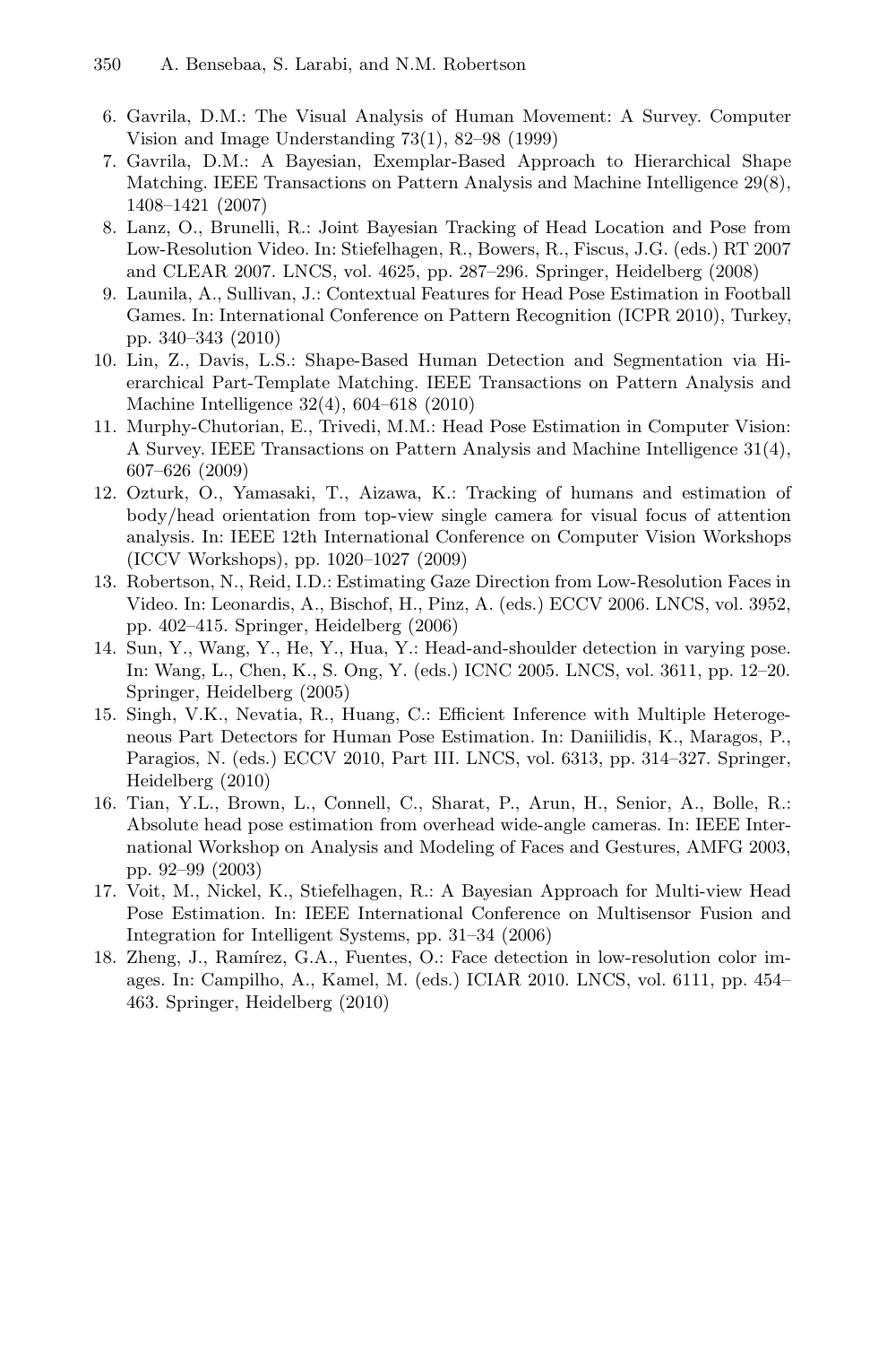6. Gavrila, D.M.: The Visual Analysis of Human Movement: A Survey. Computer Vision and Image Understanding 73(1), 82–98 (1999)
7. Gavrila, D.M.: A Bayesian, Exemplar-Based Approach to Hierarchical Shape Matching. IEEE Transactions on Pattern Analysis and Machine Intelligence 29(8), 1408–1421 (2007)
8. Lanz, O., Brunelli, R.: Joint Bayesian Tracking of Head Location and Pose from Low-Resolution Video. In: Stiefelhagen, R., Bowers, R., Fiscus, J.G. (eds.) RT 2007 and CLEAR 2007. LNCS, vol. 4625, pp. 287–296. Springer, Heidelberg (2008)
9. Launila, A., Sullivan, J.: Contextual Features for Head Pose Estimation in Football Games. In: International Conference on Pattern Recognition (ICPR 2010), Turkey, pp. 340–343 (2010)
10. Lin, Z., Davis, L.S.: Shape-Based Human Detection and Segmentation via Hierarchical Part-Template Matching. IEEE Transactions on Pattern Analysis and Machine Intelligence 32(4), 604–618 (2010)
11. Murphy-Chutorian, E., Trivedi, M.M.: Head Pose Estimation in Computer Vision: A Survey. IEEE Transactions on Pattern Analysis and Machine Intelligence 31(4), 607–626 (2009)
12. Ozturk, O., Yamasaki, T., Aizawa, K.: Tracking of humans and estimation of body/head orientation from top-view single camera for visual focus of attention analysis. In: IEEE 12th International Conference on Computer Vision Workshops (ICCV Workshops), pp. 1020–1027 (2009)
13. Robertson, N., Reid, I.D.: Estimating Gaze Direction from Low-Resolution Faces in Video. In: Leonardis, A., Bischof, H., Pinz, A. (eds.) ECCV 2006. LNCS, vol. 3952, pp. 402–415. Springer, Heidelberg (2006)
14. Sun, Y., Wang, Y., He, Y., Hua, Y.: Head-and-shoulder detection in varying pose. In: Wang, L., Chen, K., S. Ong, Y. (eds.) ICNC 2005. LNCS, vol. 3611, pp. 12–20. Springer, Heidelberg (2005)
15. Singh, V.K., Nevatia, R., Huang, C.: Efficient Inference with Multiple Heterogeneous Part Detectors for Human Pose Estimation. In: Daniilidis, K., Maragos, P., Paragios, N. (eds.) ECCV 2010, Part III. LNCS, vol. 6313, pp. 314–327. Springer, Heidelberg (2010)
16. Tian, Y.L., Brown, L., Connell, C., Sharat, P., Arun, H., Senior, A., Bolle, R.: Absolute head pose estimation from overhead wide-angle cameras. In: IEEE International Workshop on Analysis and Modeling of Faces and Gestures, AMFG 2003, pp. 92–99 (2003)
17. Voit, M., Nickel, K., Stiefelhagen, R.: A Bayesian Approach for Multi-view Head Pose Estimation. In: IEEE International Conference on Multisensor Fusion and Integration for Intelligent Systems, pp. 31–34 (2006)
18. Zheng, J., Ramírez, G.A., Fuentes, O.: Face detection in low-resolution color images. In: Campilho, A., Kamel, M. (eds.) ICIAR 2010. LNCS, vol. 6111, pp. 454–463. Springer, Heidelberg (2010)